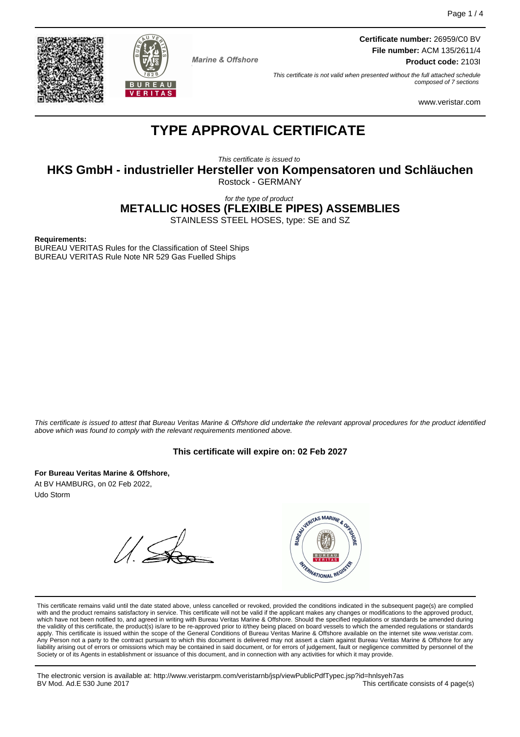**Certificate number:** 26959/C0 BV
**File number:** ACM 135/2611/4
**Product code:** 2103I

Marine & Offshore

*This certificate is not valid when presented without the full attached schedule composed of 7 sections*

www.veristar.com

# TYPE APPROVAL CERTIFICATE

*This certificate is issued to*

## HKS GmbH - industrieller Hersteller von Kompensatoren und Schläuchen

Rostock - GERMANY

*for the type of product*

## METALLIC HOSES (FLEXIBLE PIPES) ASSEMBLIES

STAINLESS STEEL HOSES, type: SE and SZ

**Requirements:**
BUREAU VERITAS Rules for the Classification of Steel Ships
BUREAU VERITAS Rule Note NR 529 Gas Fuelled Ships

*This certificate is issued to attest that Bureau Veritas Marine & Offshore did undertake the relevant approval procedures for the product identified above which was found to comply with the relevant requirements mentioned above.*

**This certificate will expire on: 02 Feb 2027**

**For Bureau Veritas Marine & Offshore,**
At BV HAMBURG, on 02 Feb 2022,
Udo Storm

This certificate remains valid until the date stated above, unless cancelled or revoked, provided the conditions indicated in the subsequent page(s) are complied with and the product remains satisfactory in service. This certificate will not be valid if the applicant makes any changes or modifications to the approved product, which have not been notified to, and agreed in writing with Bureau Veritas Marine & Offshore. Should the specified regulations or standards be amended during the validity of this certificate, the product(s) is/are to be re-approved prior to it/they being placed on board vessels to which the amended regulations or standards apply. This certificate is issued within the scope of the General Conditions of Bureau Veritas Marine & Offshore available on the internet site www.veristar.com. Any Person not a party to the contract pursuant to which this document is delivered may not assert a claim against Bureau Veritas Marine & Offshore for any liability arising out of errors or omissions which may be contained in said document, or for errors of judgement, fault or negligence committed by personnel of the Society or of its Agents in establishment or issuance of this document, and in connection with any activities for which it may provide.

The electronic version is available at: http://www.veristarpm.com/veristarnb/jsp/viewPublicPdfTypec.jsp?id=hnlsyeh7as
BV Mod. Ad.E 530 June 2017

This certificate consists of 4 page(s)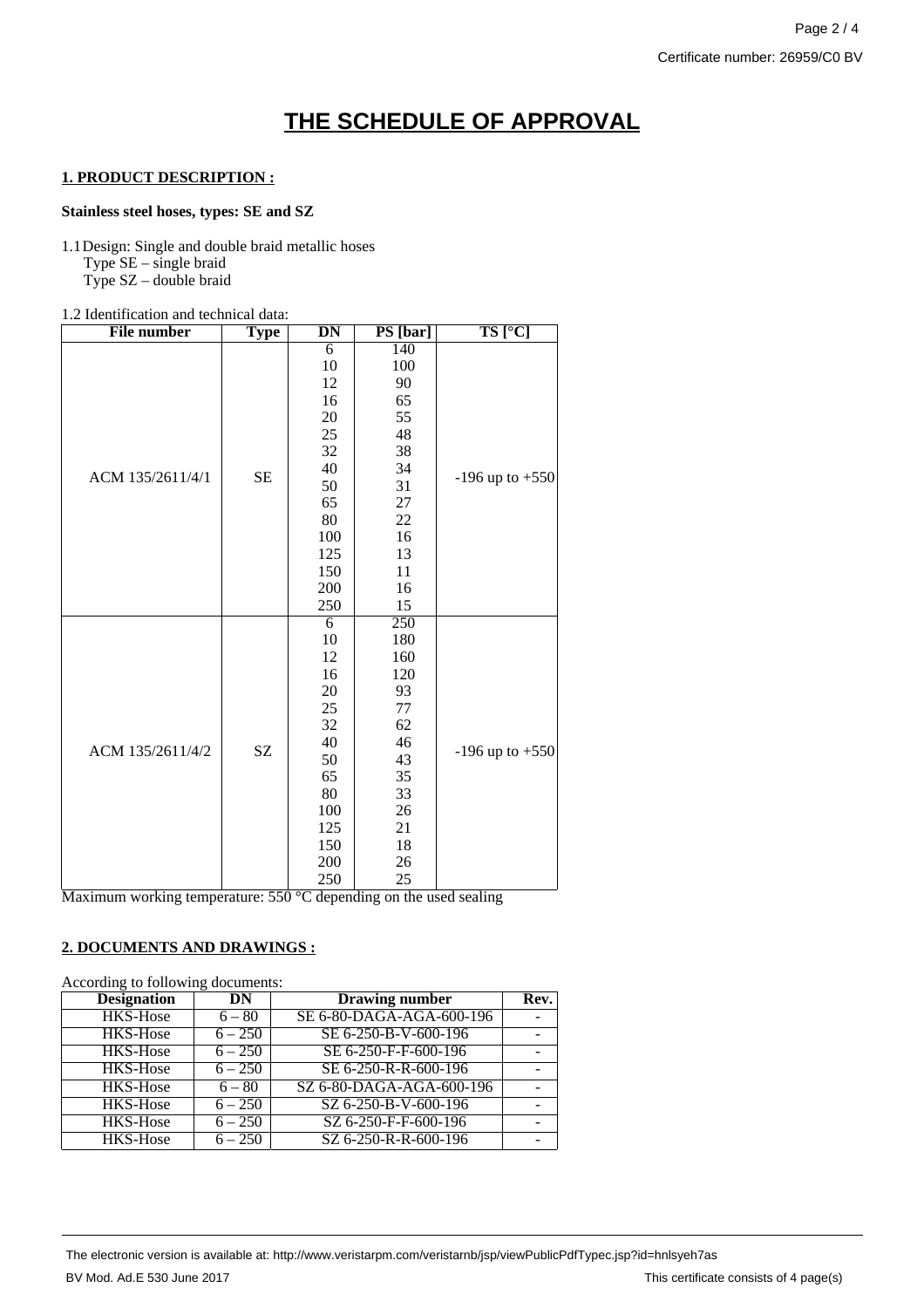# THE SCHEDULE OF APPROVAL

## 1. PRODUCT DESCRIPTION :

**Stainless steel hoses, types: SE and SZ**

1.1 Design: Single and double braid metallic hoses
Type SE – single braid
Type SZ – double braid

1.2 Identification and technical data:

| File number | Type | DN | PS [bar] | TS [°C] |
|---|---|---|---|---|
| ACM 135/2611/4/1 | SE | 6 | 140 | -196 up to +550 |
| | | 10 | 100 | |
| | | 12 | 90 | |
| | | 16 | 65 | |
| | | 20 | 55 | |
| | | 25 | 48 | |
| | | 32 | 38 | |
| | | 40 | 34 | |
| | | 50 | 31 | |
| | | 65 | 27 | |
| | | 80 | 22 | |
| | | 100 | 16 | |
| | | 125 | 13 | |
| | | 150 | 11 | |
| | | 200 | 16 | |
| | | 250 | 15 | |
| ACM 135/2611/4/2 | SZ | 6 | 250 | -196 up to +550 |
| | | 10 | 180 | |
| | | 12 | 160 | |
| | | 16 | 120 | |
| | | 20 | 93 | |
| | | 25 | 77 | |
| | | 32 | 62 | |
| | | 40 | 46 | |
| | | 50 | 43 | |
| | | 65 | 35 | |
| | | 80 | 33 | |
| | | 100 | 26 | |
| | | 125 | 21 | |
| | | 150 | 18 | |
| | | 200 | 26 | |
| | | 250 | 25 | |

Maximum working temperature: 550 °C depending on the used sealing

## 2. DOCUMENTS AND DRAWINGS :

According to following documents:

| Designation | DN | Drawing number | Rev. |
|---|---|---|---|
| HKS-Hose | 6 – 80 | SE 6-80-DAGA-AGA-600-196 | - |
| HKS-Hose | 6 – 250 | SE 6-250-B-V-600-196 | - |
| HKS-Hose | 6 – 250 | SE 6-250-F-F-600-196 | - |
| HKS-Hose | 6 – 250 | SE 6-250-R-R-600-196 | - |
| HKS-Hose | 6 – 80 | SZ 6-80-DAGA-AGA-600-196 | - |
| HKS-Hose | 6 – 250 | SZ 6-250-B-V-600-196 | - |
| HKS-Hose | 6 – 250 | SZ 6-250-F-F-600-196 | - |
| HKS-Hose | 6 – 250 | SZ 6-250-R-R-600-196 | - |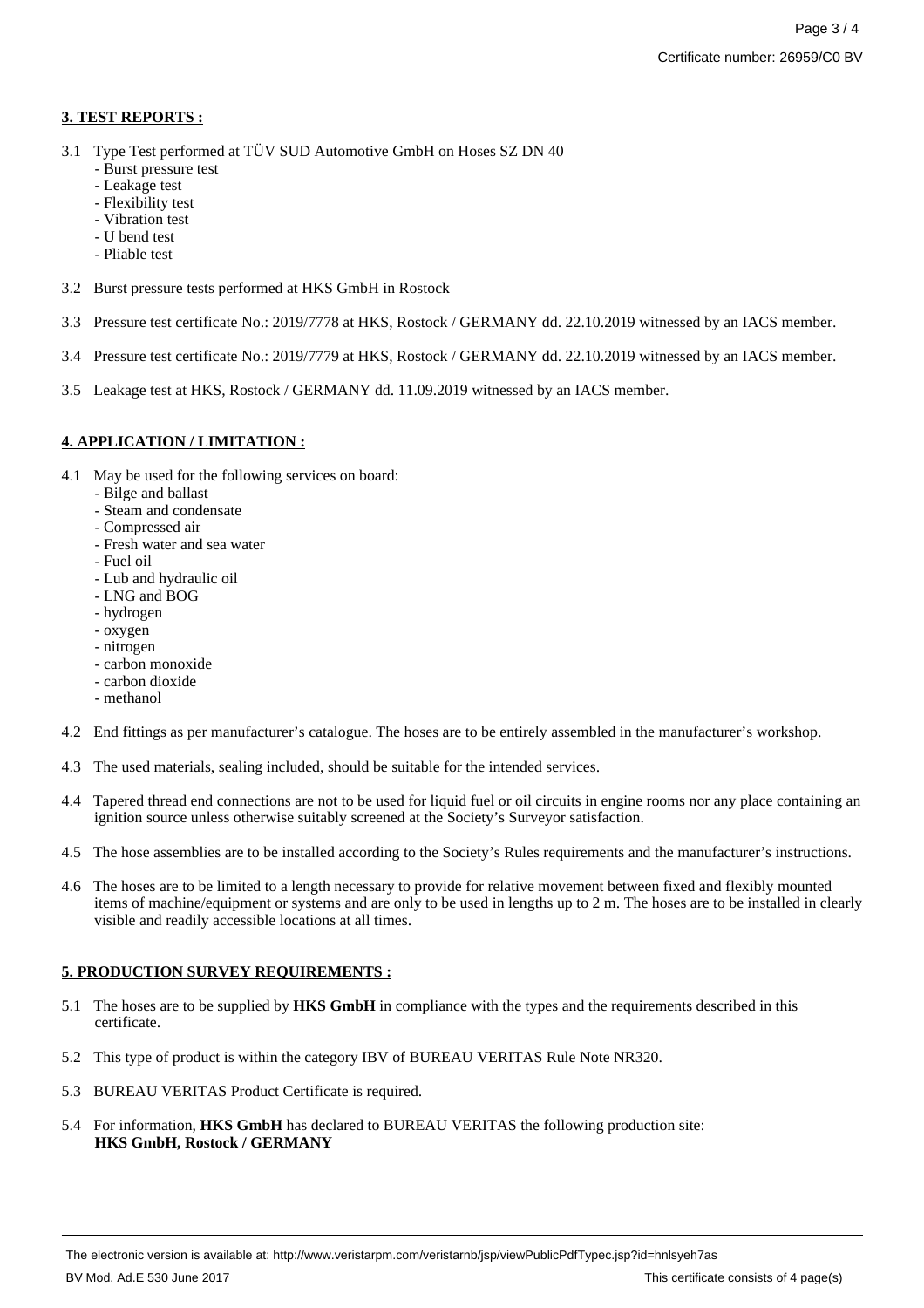## 3. TEST REPORTS :

3.1 Type Test performed at TÜV SUD Automotive GmbH on Hoses SZ DN 40
- Burst pressure test
- Leakage test
- Flexibility test
- Vibration test
- U bend test
- Pliable test

3.2 Burst pressure tests performed at HKS GmbH in Rostock

3.3 Pressure test certificate No.: 2019/7778 at HKS, Rostock / GERMANY dd. 22.10.2019 witnessed by an IACS member.

3.4 Pressure test certificate No.: 2019/7779 at HKS, Rostock / GERMANY dd. 22.10.2019 witnessed by an IACS member.

3.5 Leakage test at HKS, Rostock / GERMANY dd. 11.09.2019 witnessed by an IACS member.

## 4. APPLICATION / LIMITATION :

4.1 May be used for the following services on board:
- Bilge and ballast
- Steam and condensate
- Compressed air
- Fresh water and sea water
- Fuel oil
- Lub and hydraulic oil
- LNG and BOG
- hydrogen
- oxygen
- nitrogen
- carbon monoxide
- carbon dioxide
- methanol

4.2 End fittings as per manufacturer's catalogue. The hoses are to be entirely assembled in the manufacturer's workshop.

4.3 The used materials, sealing included, should be suitable for the intended services.

4.4 Tapered thread end connections are not to be used for liquid fuel or oil circuits in engine rooms nor any place containing an ignition source unless otherwise suitably screened at the Society's Surveyor satisfaction.

4.5 The hose assemblies are to be installed according to the Society's Rules requirements and the manufacturer's instructions.

4.6 The hoses are to be limited to a length necessary to provide for relative movement between fixed and flexibly mounted items of machine/equipment or systems and are only to be used in lengths up to 2 m. The hoses are to be installed in clearly visible and readily accessible locations at all times.

## 5. PRODUCTION SURVEY REQUIREMENTS :

5.1 The hoses are to be supplied by **HKS GmbH** in compliance with the types and the requirements described in this certificate.

5.2 This type of product is within the category IBV of BUREAU VERITAS Rule Note NR320.

5.3 BUREAU VERITAS Product Certificate is required.

5.4 For information, **HKS GmbH** has declared to BUREAU VERITAS the following production site:
**HKS GmbH, Rostock / GERMANY**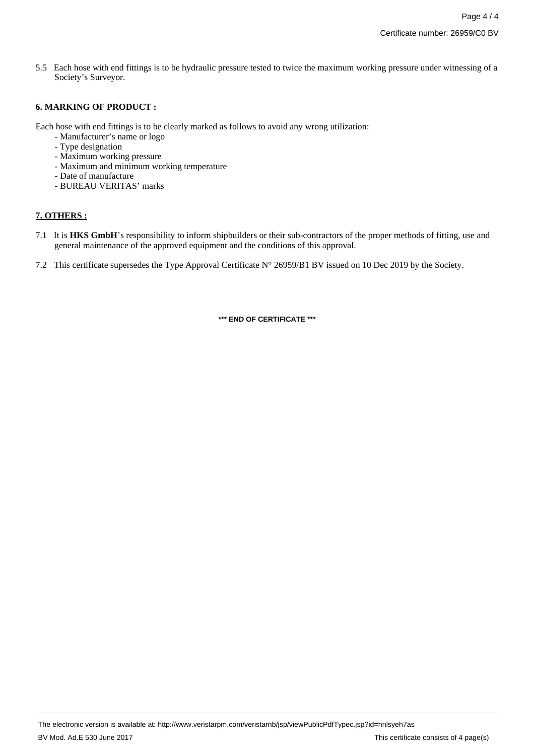5.5 Each hose with end fittings is to be hydraulic pressure tested to twice the maximum working pressure under witnessing of a Society's Surveyor.

## 6. MARKING OF PRODUCT :

Each hose with end fittings is to be clearly marked as follows to avoid any wrong utilization:

- Manufacturer's name or logo
- Type designation
- Maximum working pressure
- Maximum and minimum working temperature
- Date of manufacture
- BUREAU VERITAS' marks

## 7. OTHERS :

7.1 It is **HKS GmbH**'s responsibility to inform shipbuilders or their sub-contractors of the proper methods of fitting, use and general maintenance of the approved equipment and the conditions of this approval.

7.2 This certificate supersedes the Type Approval Certificate N° 26959/B1 BV issued on 10 Dec 2019 by the Society.

**\*\*\* END OF CERTIFICATE \*\*\***